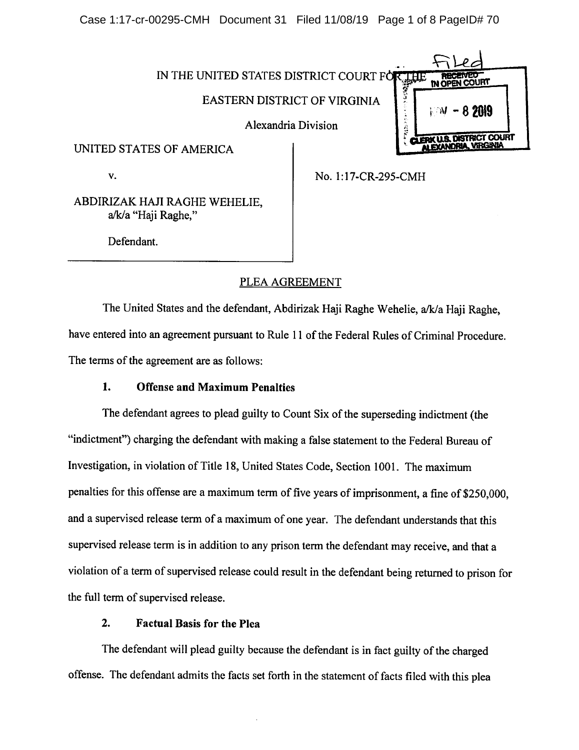IN THE UNITED STATES DISTRICT COURT FOR THE

EASTERN DISTRICT OF VIRGINIA

Alexandria Division

Filed
RECEIVED IN OPEN COURT
NOV - 8 2019
CLERK U.S. DISTRICT COURT ALEXANDRIA, VIRGINIA

UNITED STATES OF AMERICA

v.

ABDIRIZAK HAJI RAGHE WEHELIE, a/k/a "Haji Raghe,"

Defendant.

No. 1:17-CR-295-CMH

## PLEA AGREEMENT

The United States and the defendant, Abdirizak Haji Raghe Wehelie, a/k/a Haji Raghe, have entered into an agreement pursuant to Rule 11 of the Federal Rules of Criminal Procedure. The terms of the agreement are as follows:

### 1. Offense and Maximum Penalties

The defendant agrees to plead guilty to Count Six of the superseding indictment (the "indictment") charging the defendant with making a false statement to the Federal Bureau of Investigation, in violation of Title 18, United States Code, Section 1001. The maximum penalties for this offense are a maximum term of five years of imprisonment, a fine of $250,000, and a supervised release term of a maximum of one year. The defendant understands that this supervised release term is in addition to any prison term the defendant may receive, and that a violation of a term of supervised release could result in the defendant being returned to prison for the full term of supervised release.

### 2. Factual Basis for the Plea

The defendant will plead guilty because the defendant is in fact guilty of the charged offense. The defendant admits the facts set forth in the statement of facts filed with this plea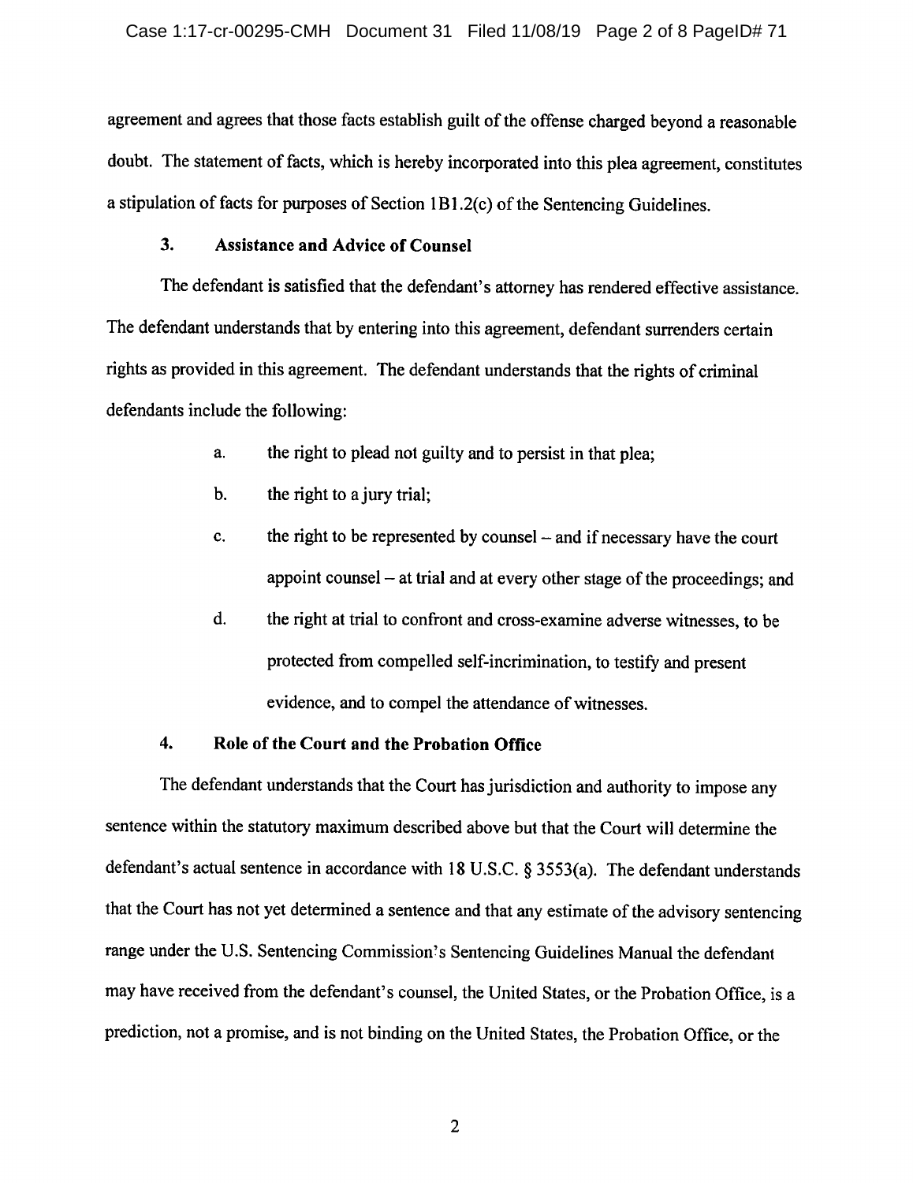agreement and agrees that those facts establish guilt of the offense charged beyond a reasonable doubt. The statement of facts, which is hereby incorporated into this plea agreement, constitutes a stipulation of facts for purposes of Section 1B1.2(c) of the Sentencing Guidelines.

### 3. Assistance and Advice of Counsel

The defendant is satisfied that the defendant's attorney has rendered effective assistance. The defendant understands that by entering into this agreement, defendant surrenders certain rights as provided in this agreement. The defendant understands that the rights of criminal defendants include the following:

a. the right to plead not guilty and to persist in that plea;

b. the right to a jury trial;

c. the right to be represented by counsel – and if necessary have the court appoint counsel – at trial and at every other stage of the proceedings; and

d. the right at trial to confront and cross-examine adverse witnesses, to be protected from compelled self-incrimination, to testify and present evidence, and to compel the attendance of witnesses.

### 4. Role of the Court and the Probation Office

The defendant understands that the Court has jurisdiction and authority to impose any sentence within the statutory maximum described above but that the Court will determine the defendant's actual sentence in accordance with 18 U.S.C. § 3553(a). The defendant understands that the Court has not yet determined a sentence and that any estimate of the advisory sentencing range under the U.S. Sentencing Commission's Sentencing Guidelines Manual the defendant may have received from the defendant's counsel, the United States, or the Probation Office, is a prediction, not a promise, and is not binding on the United States, the Probation Office, or the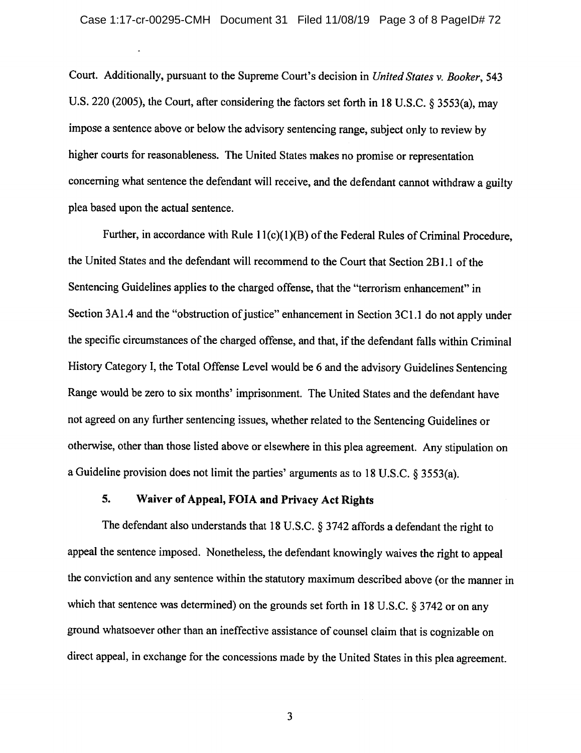Court. Additionally, pursuant to the Supreme Court's decision in *United States v. Booker*, 543 U.S. 220 (2005), the Court, after considering the factors set forth in 18 U.S.C. § 3553(a), may impose a sentence above or below the advisory sentencing range, subject only to review by higher courts for reasonableness. The United States makes no promise or representation concerning what sentence the defendant will receive, and the defendant cannot withdraw a guilty plea based upon the actual sentence.

Further, in accordance with Rule 11(c)(1)(B) of the Federal Rules of Criminal Procedure, the United States and the defendant will recommend to the Court that Section 2B1.1 of the Sentencing Guidelines applies to the charged offense, that the "terrorism enhancement" in Section 3A1.4 and the "obstruction of justice" enhancement in Section 3C1.1 do not apply under the specific circumstances of the charged offense, and that, if the defendant falls within Criminal History Category I, the Total Offense Level would be 6 and the advisory Guidelines Sentencing Range would be zero to six months' imprisonment. The United States and the defendant have not agreed on any further sentencing issues, whether related to the Sentencing Guidelines or otherwise, other than those listed above or elsewhere in this plea agreement. Any stipulation on a Guideline provision does not limit the parties' arguments as to 18 U.S.C. § 3553(a).

## 5. Waiver of Appeal, FOIA and Privacy Act Rights

The defendant also understands that 18 U.S.C. § 3742 affords a defendant the right to appeal the sentence imposed. Nonetheless, the defendant knowingly waives the right to appeal the conviction and any sentence within the statutory maximum described above (or the manner in which that sentence was determined) on the grounds set forth in 18 U.S.C. § 3742 or on any ground whatsoever other than an ineffective assistance of counsel claim that is cognizable on direct appeal, in exchange for the concessions made by the United States in this plea agreement.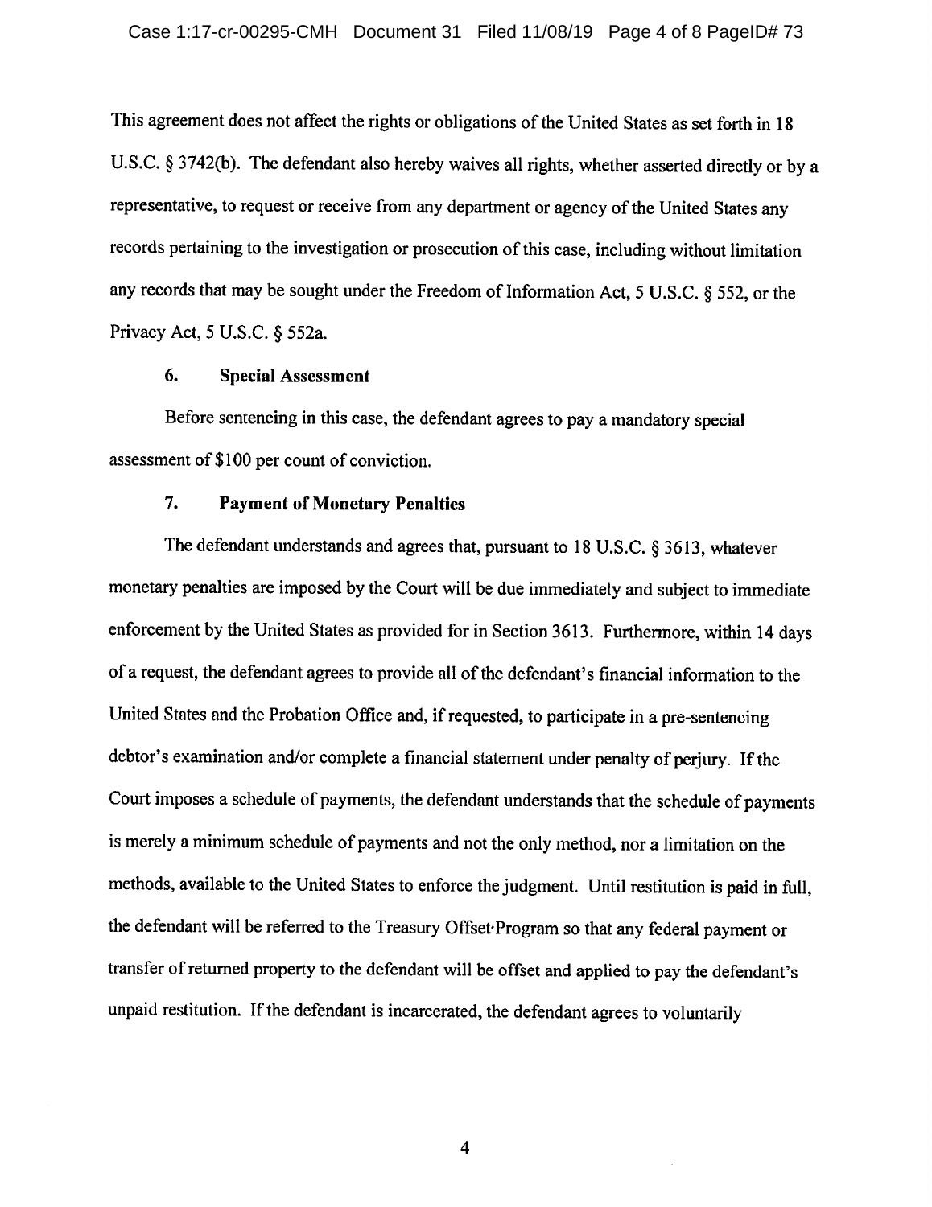This agreement does not affect the rights or obligations of the United States as set forth in 18 U.S.C. § 3742(b). The defendant also hereby waives all rights, whether asserted directly or by a representative, to request or receive from any department or agency of the United States any records pertaining to the investigation or prosecution of this case, including without limitation any records that may be sought under the Freedom of Information Act, 5 U.S.C. § 552, or the Privacy Act, 5 U.S.C. § 552a.

### 6. Special Assessment

Before sentencing in this case, the defendant agrees to pay a mandatory special assessment of $100 per count of conviction.

### 7. Payment of Monetary Penalties

The defendant understands and agrees that, pursuant to 18 U.S.C. § 3613, whatever monetary penalties are imposed by the Court will be due immediately and subject to immediate enforcement by the United States as provided for in Section 3613. Furthermore, within 14 days of a request, the defendant agrees to provide all of the defendant's financial information to the United States and the Probation Office and, if requested, to participate in a pre-sentencing debtor's examination and/or complete a financial statement under penalty of perjury. If the Court imposes a schedule of payments, the defendant understands that the schedule of payments is merely a minimum schedule of payments and not the only method, nor a limitation on the methods, available to the United States to enforce the judgment. Until restitution is paid in full, the defendant will be referred to the Treasury Offset Program so that any federal payment or transfer of returned property to the defendant will be offset and applied to pay the defendant's unpaid restitution. If the defendant is incarcerated, the defendant agrees to voluntarily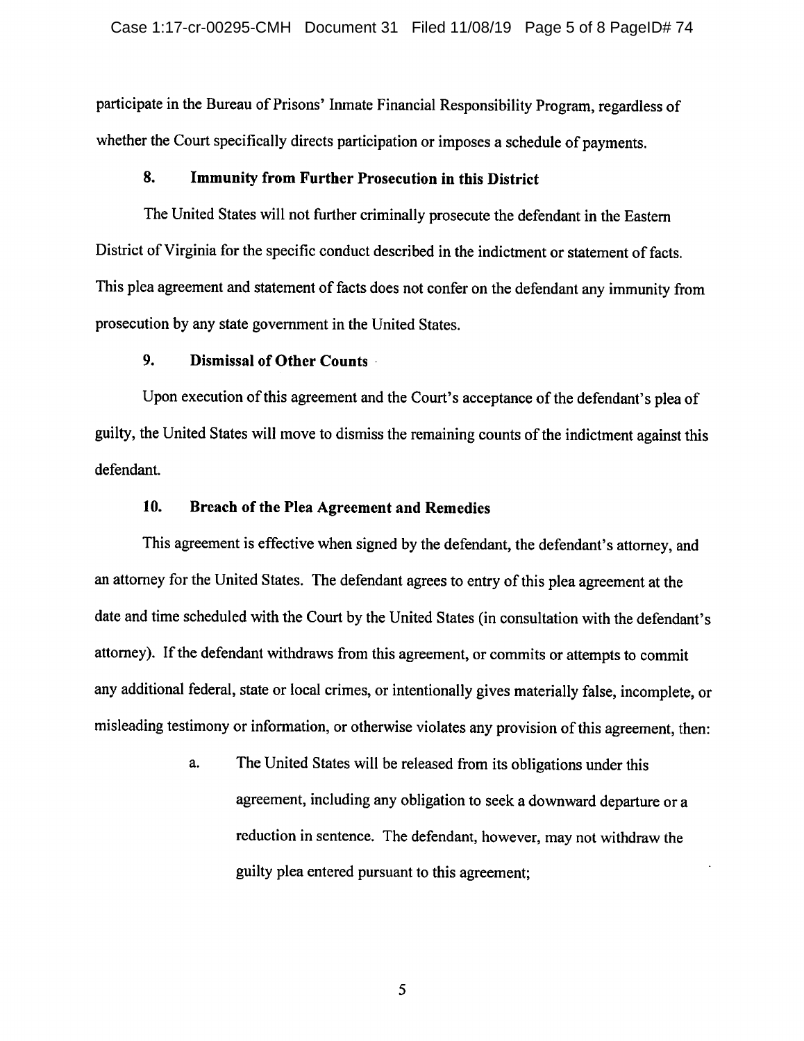participate in the Bureau of Prisons' Inmate Financial Responsibility Program, regardless of whether the Court specifically directs participation or imposes a schedule of payments.

### 8. Immunity from Further Prosecution in this District

The United States will not further criminally prosecute the defendant in the Eastern District of Virginia for the specific conduct described in the indictment or statement of facts. This plea agreement and statement of facts does not confer on the defendant any immunity from prosecution by any state government in the United States.

### 9. Dismissal of Other Counts

Upon execution of this agreement and the Court's acceptance of the defendant's plea of guilty, the United States will move to dismiss the remaining counts of the indictment against this defendant.

### 10. Breach of the Plea Agreement and Remedies

This agreement is effective when signed by the defendant, the defendant's attorney, and an attorney for the United States. The defendant agrees to entry of this plea agreement at the date and time scheduled with the Court by the United States (in consultation with the defendant's attorney). If the defendant withdraws from this agreement, or commits or attempts to commit any additional federal, state or local crimes, or intentionally gives materially false, incomplete, or misleading testimony or information, or otherwise violates any provision of this agreement, then:

a. The United States will be released from its obligations under this agreement, including any obligation to seek a downward departure or a reduction in sentence. The defendant, however, may not withdraw the guilty plea entered pursuant to this agreement;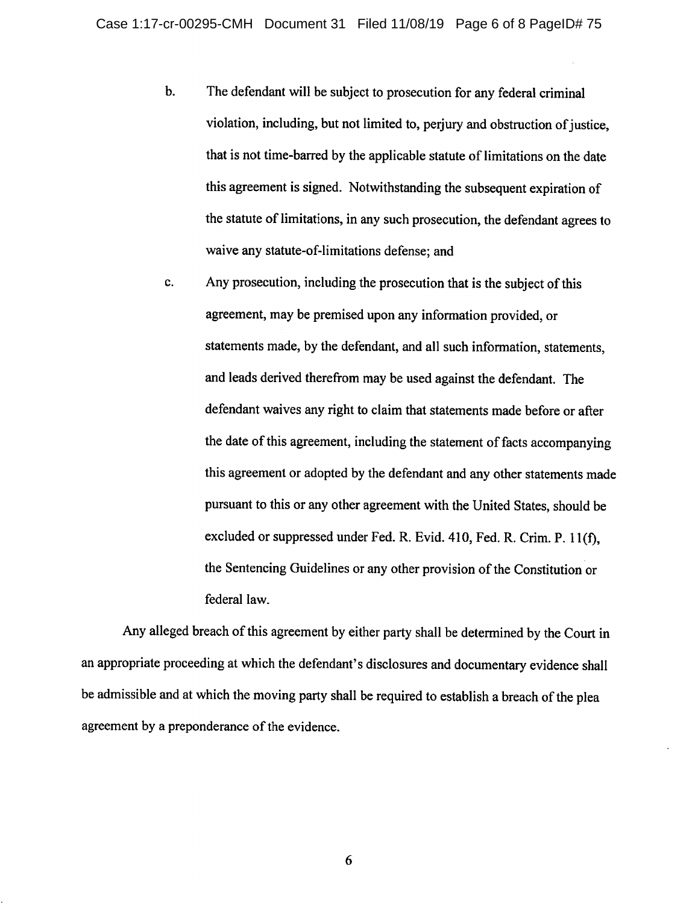b. The defendant will be subject to prosecution for any federal criminal violation, including, but not limited to, perjury and obstruction of justice, that is not time-barred by the applicable statute of limitations on the date this agreement is signed. Notwithstanding the subsequent expiration of the statute of limitations, in any such prosecution, the defendant agrees to waive any statute-of-limitations defense; and

c. Any prosecution, including the prosecution that is the subject of this agreement, may be premised upon any information provided, or statements made, by the defendant, and all such information, statements, and leads derived therefrom may be used against the defendant. The defendant waives any right to claim that statements made before or after the date of this agreement, including the statement of facts accompanying this agreement or adopted by the defendant and any other statements made pursuant to this or any other agreement with the United States, should be excluded or suppressed under Fed. R. Evid. 410, Fed. R. Crim. P. 11(f), the Sentencing Guidelines or any other provision of the Constitution or federal law.

Any alleged breach of this agreement by either party shall be determined by the Court in an appropriate proceeding at which the defendant's disclosures and documentary evidence shall be admissible and at which the moving party shall be required to establish a breach of the plea agreement by a preponderance of the evidence.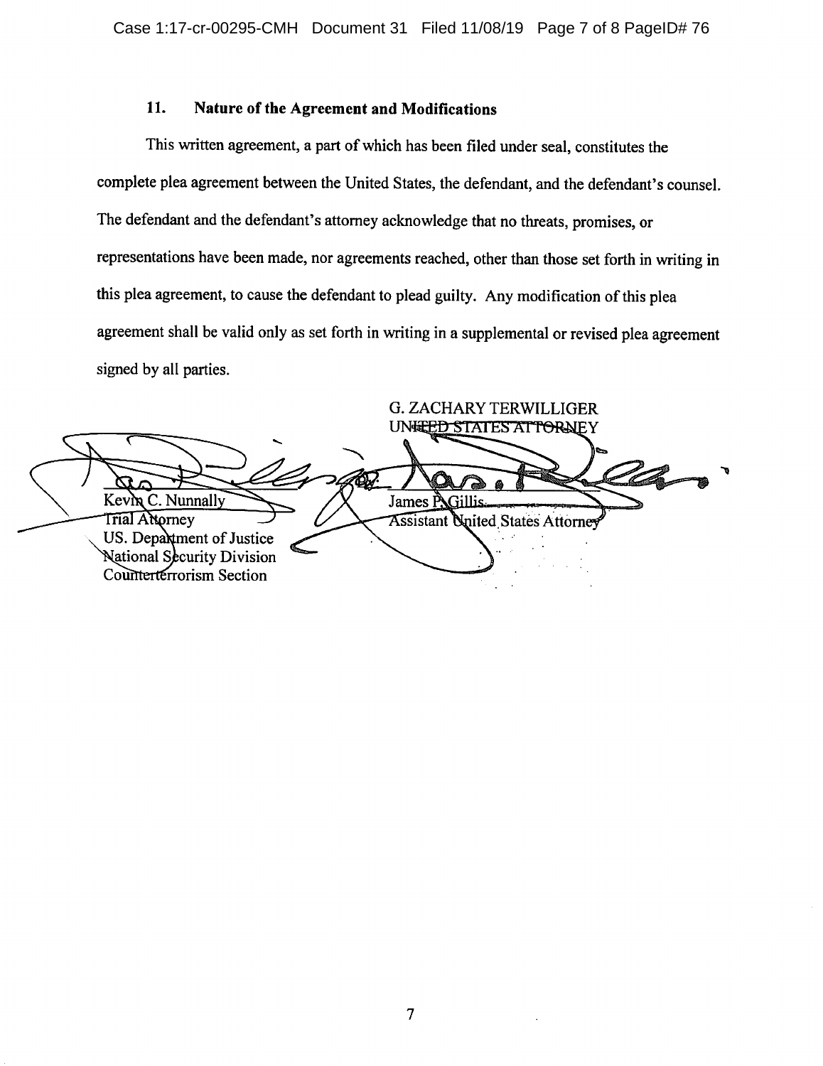## 11. Nature of the Agreement and Modifications

This written agreement, a part of which has been filed under seal, constitutes the complete plea agreement between the United States, the defendant, and the defendant's counsel. The defendant and the defendant's attorney acknowledge that no threats, promises, or representations have been made, nor agreements reached, other than those set forth in writing in this plea agreement, to cause the defendant to plead guilty. Any modification of this plea agreement shall be valid only as set forth in writing in a supplemental or revised plea agreement signed by all parties.

G. ZACHARY TERWILLIGER
UNITED STATES ATTORNEY

Kevin C. Nunnally
Trial Attorney
US. Department of Justice
National Security Division
Counterterrorism Section

James P. Gillis
Assistant United States Attorney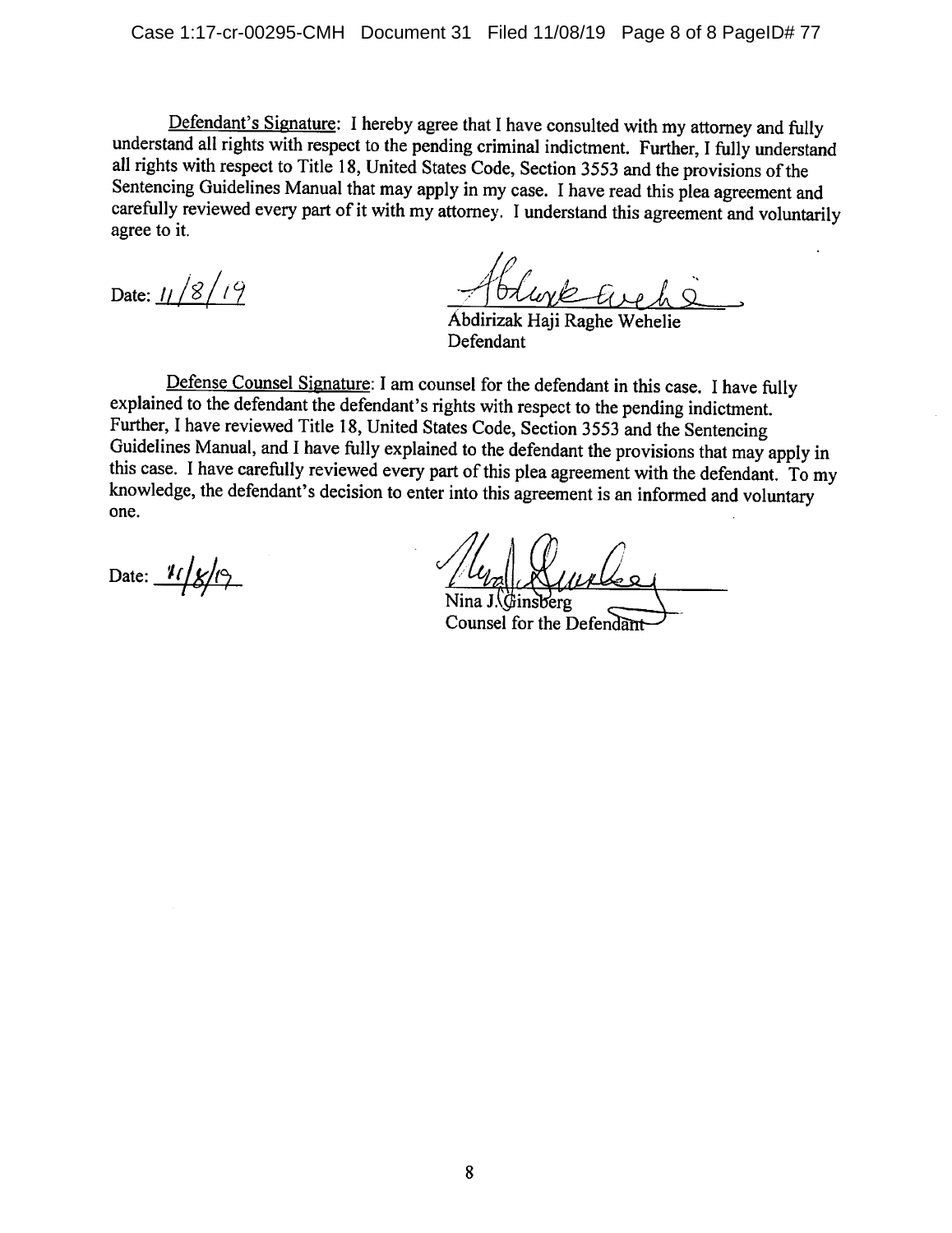Defendant's Signature: I hereby agree that I have consulted with my attorney and fully understand all rights with respect to the pending criminal indictment. Further, I fully understand all rights with respect to Title 18, United States Code, Section 3553 and the provisions of the Sentencing Guidelines Manual that may apply in my case. I have read this plea agreement and carefully reviewed every part of it with my attorney. I understand this agreement and voluntarily agree to it.

Date: 11/8/19

Abdirizak Haji Raghe Wehelie
Defendant

Defense Counsel Signature: I am counsel for the defendant in this case. I have fully explained to the defendant the defendant's rights with respect to the pending indictment. Further, I have reviewed Title 18, United States Code, Section 3553 and the Sentencing Guidelines Manual, and I have fully explained to the defendant the provisions that may apply in this case. I have carefully reviewed every part of this plea agreement with the defendant. To my knowledge, the defendant's decision to enter into this agreement is an informed and voluntary one.

Date: 11/8/19

Nina J. Ginsberg
Counsel for the Defendant